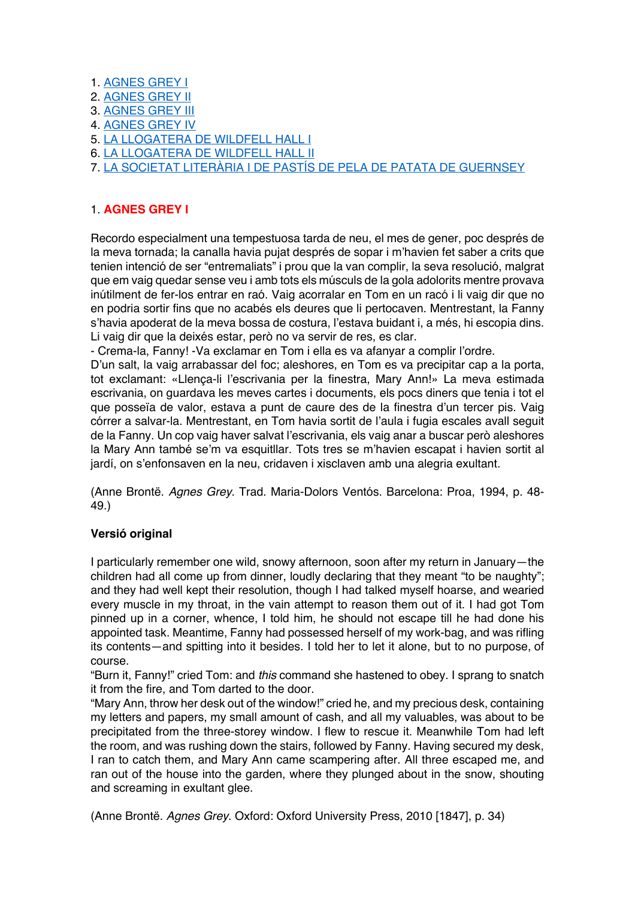1. [AGNES GREY I](#)
2. [AGNES GREY II](#)
3. [AGNES GREY III](#)
4. [AGNES GREY IV](#)
5. [LA LLOGATERA DE WILDFELL HALL I](#)
6. [LA LLOGATERA DE WILDFELL HALL II](#)
7. [LA SOCIETAT LITERÀRIA I DE PASTÍS DE PELA DE PATATA DE GUERNSEY](#)

## 1. **AGNES GREY I**

Recordo especialment una tempestuosa tarda de neu, el mes de gener, poc després de la meva tornada; la canalla havia pujat després de sopar i m'havien fet saber a crits que tenien intenció de ser "entremaliats" i prou que la van complir, la seva resolució, malgrat que em vaig quedar sense veu i amb tots els músculs de la gola adolorits mentre provava inútilment de fer-los entrar en raó. Vaig acorralar en Tom en un racó i li vaig dir que no en podria sortir fins que no acabés els deures que li pertocaven. Mentrestant, la Fanny s'havia apoderat de la meva bossa de costura, l'estava buidant i, a més, hi escopia dins. Li vaig dir que la deixés estar, però no va servir de res, es clar.
- Crema-la, Fanny! -Va exclamar en Tom i ella es va afanyar a complir l'ordre.
D'un salt, la vaig arrabassar del foc; aleshores, en Tom es va precipitar cap a la porta, tot exclamant: «Llença-li l'escrivania per la finestra, Mary Ann!» La meva estimada escrivania, on guardava les meves cartes i documents, els pocs diners que tenia i tot el que posseïa de valor, estava a punt de caure des de la finestra d'un tercer pis. Vaig córrer a salvar-la. Mentrestant, en Tom havia sortit de l'aula i fugia escales avall seguit de la Fanny. Un cop vaig haver salvat l'escrivania, els vaig anar a buscar però aleshores la Mary Ann també se'm va esquitllar. Tots tres se m'havien escapat i havien sortit al jardí, on s'enfonsaven en la neu, cridaven i xisclaven amb una alegria exultant.

(Anne Brontë. *Agnes Grey*. Trad. Maria-Dolors Ventós. Barcelona: Proa, 1994, p. 48-49.)

**Versió original**

I particularly remember one wild, snowy afternoon, soon after my return in January—the children had all come up from dinner, loudly declaring that they meant "to be naughty"; and they had well kept their resolution, though I had talked myself hoarse, and wearied every muscle in my throat, in the vain attempt to reason them out of it. I had got Tom pinned up in a corner, whence, I told him, he should not escape till he had done his appointed task. Meantime, Fanny had possessed herself of my work-bag, and was rifling its contents—and spitting into it besides. I told her to let it alone, but to no purpose, of course.
"Burn it, Fanny!" cried Tom: and *this* command she hastened to obey. I sprang to snatch it from the fire, and Tom darted to the door.
"Mary Ann, throw her desk out of the window!" cried he, and my precious desk, containing my letters and papers, my small amount of cash, and all my valuables, was about to be precipitated from the three-storey window. I flew to rescue it. Meanwhile Tom had left the room, and was rushing down the stairs, followed by Fanny. Having secured my desk, I ran to catch them, and Mary Ann came scampering after. All three escaped me, and ran out of the house into the garden, where they plunged about in the snow, shouting and screaming in exultant glee.

(Anne Brontë. *Agnes Grey*. Oxford: Oxford University Press, 2010 [1847], p. 34)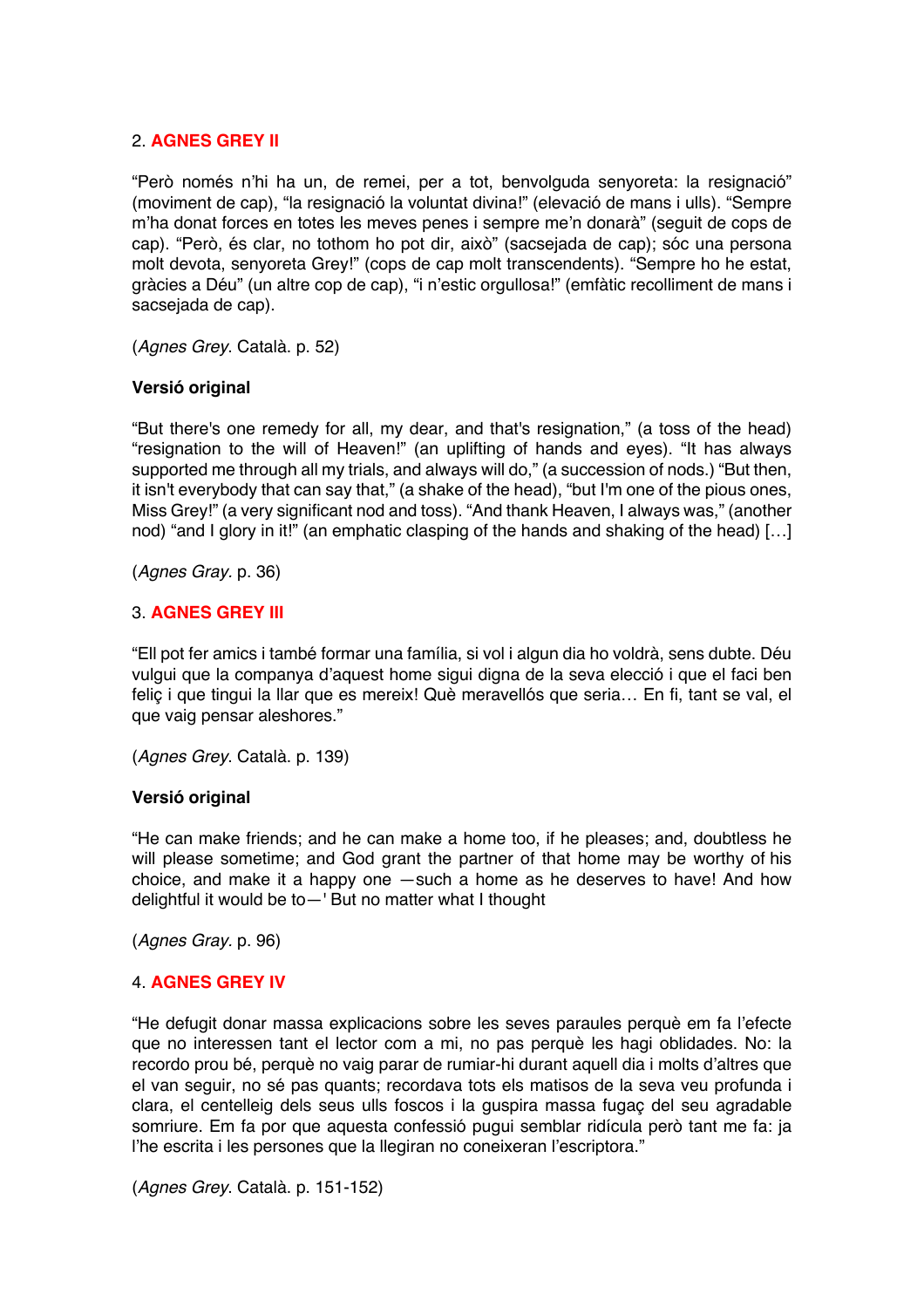## 2. **AGNES GREY II**

"Però només n'hi ha un, de remei, per a tot, benvolguda senyoreta: la resignació" (moviment de cap), "la resignació la voluntat divina!" (elevació de mans i ulls). "Sempre m'ha donat forces en totes les meves penes i sempre me'n donarà" (seguit de cops de cap). "Però, és clar, no tothom ho pot dir, això" (sacsejada de cap); sóc una persona molt devota, senyoreta Grey!" (cops de cap molt transcendents). "Sempre ho he estat, gràcies a Déu" (un altre cop de cap), "i n'estic orgullosa!" (emfàtic recolliment de mans i sacsejada de cap).

(*Agnes Grey*. Català. p. 52)

**Versió original**

"But there's one remedy for all, my dear, and that's resignation," (a toss of the head) "resignation to the will of Heaven!" (an uplifting of hands and eyes). "It has always supported me through all my trials, and always will do," (a succession of nods.) "But then, it isn't everybody that can say that," (a shake of the head), "but I'm one of the pious ones, Miss Grey!" (a very significant nod and toss). "And thank Heaven, I always was," (another nod) "and I glory in it!" (an emphatic clasping of the hands and shaking of the head) […]

(*Agnes Gray*. p. 36)

## 3. **AGNES GREY III**

"Ell pot fer amics i també formar una família, si vol i algun dia ho voldrà, sens dubte. Déu vulgui que la companya d'aquest home sigui digna de la seva elecció i que el faci ben feliç i que tingui la llar que es mereix! Què meravellós que seria… En fi, tant se val, el que vaig pensar aleshores."

(*Agnes Grey*. Català. p. 139)

**Versió original**

"He can make friends; and he can make a home too, if he pleases; and, doubtless he will please sometime; and God grant the partner of that home may be worthy of his choice, and make it a happy one —such a home as he deserves to have! And how delightful it would be to—' But no matter what I thought

(*Agnes Gray*. p. 96)

## 4. **AGNES GREY IV**

"He defugit donar massa explicacions sobre les seves paraules perquè em fa l'efecte que no interessen tant el lector com a mi, no pas perquè les hagi oblidades. No: la recordo prou bé, perquè no vaig parar de rumiar-hi durant aquell dia i molts d'altres que el van seguir, no sé pas quants; recordava tots els matisos de la seva veu profunda i clara, el centelleig dels seus ulls foscos i la guspira massa fugaç del seu agradable somriure. Em fa por que aquesta confessió pugui semblar ridícula però tant me fa: ja l'he escrita i les persones que la llegiran no coneixeran l'escriptora."

(*Agnes Grey*. Català. p. 151-152)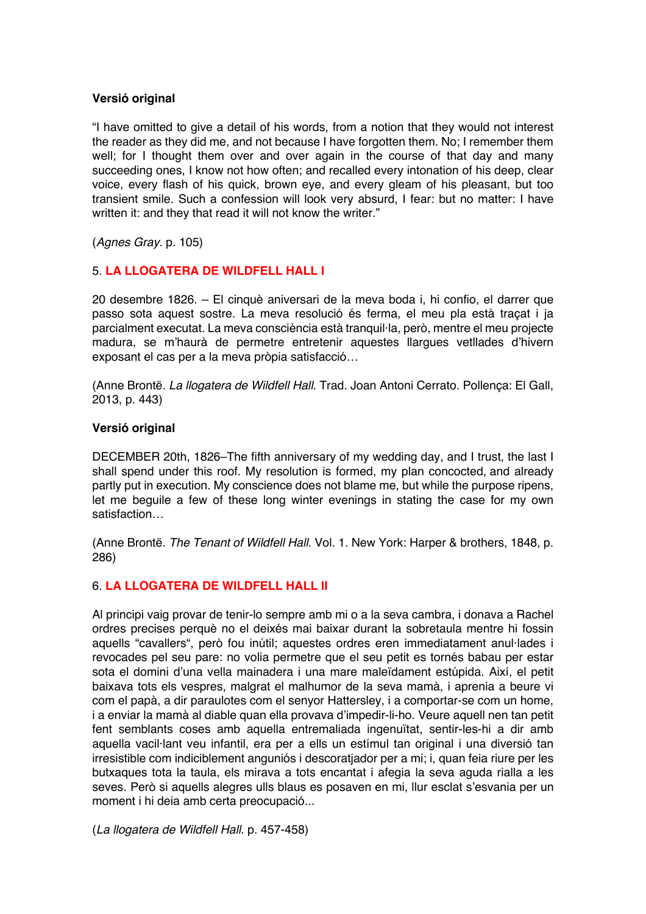**Versió original**

"I have omitted to give a detail of his words, from a notion that they would not interest the reader as they did me, and not because I have forgotten them. No; I remember them well; for I thought them over and over again in the course of that day and many succeeding ones, I know not how often; and recalled every intonation of his deep, clear voice, every flash of his quick, brown eye, and every gleam of his pleasant, but too transient smile. Such a confession will look very absurd, I fear: but no matter: I have written it: and they that read it will not know the writer."

(*Agnes Gray*. p. 105)

## 5. LA LLOGATERA DE WILDFELL HALL I

20 desembre 1826. – El cinquè aniversari de la meva boda i, hi confio, el darrer que passo sota aquest sostre. La meva resolució és ferma, el meu pla està traçat i ja parcialment executat. La meva consciència està tranquil·la, però, mentre el meu projecte madura, se m'haurà de permetre entretenir aquestes llargues vetllades d'hivern exposant el cas per a la meva pròpia satisfacció…

(Anne Brontë. *La llogatera de Wildfell Hall*. Trad. Joan Antoni Cerrato. Pollença: El Gall, 2013, p. 443)

**Versió original**

DECEMBER 20th, 1826–The fifth anniversary of my wedding day, and I trust, the last I shall spend under this roof. My resolution is formed, my plan concocted, and already partly put in execution. My conscience does not blame me, but while the purpose ripens, let me beguile a few of these long winter evenings in stating the case for my own satisfaction…

(Anne Brontë. *The Tenant of Wildfell Hall*. Vol. 1. New York: Harper & brothers, 1848, p. 286)

## 6. LA LLOGATERA DE WILDFELL HALL II

Al principi vaig provar de tenir-lo sempre amb mi o a la seva cambra, i donava a Rachel ordres precises perquè no el deixés mai baixar durant la sobretaula mentre hi fossin aquells "cavallers", però fou inútil; aquestes ordres eren immediatament anul·lades i revocades pel seu pare: no volia permetre que el seu petit es tornés babau per estar sota el domini d'una vella mainadera i una mare maleïdament estúpida. Així, el petit baixava tots els vespres, malgrat el malhumor de la seva mamà, i aprenia a beure vi com el papà, a dir paraulotes com el senyor Hattersley, i a comportar-se com un home, i a enviar la mamà al diable quan ella provava d'impedir-li-ho. Veure aquell nen tan petit fent semblants coses amb aquella entremaliada ingenuïtat, sentir-les-hi a dir amb aquella vacil·lant veu infantil, era per a ells un estímul tan original i una diversió tan irresistible com indiciblement anguniós i descoratjador per a mi; i, quan feia riure per les butxaques tota la taula, els mirava a tots encantat i afegia la seva aguda rialla a les seves. Però si aquells alegres ulls blaus es posaven en mi, llur esclat s'esvania per un moment i hi deia amb certa preocupació...

(*La llogatera de Wildfell Hall*. p. 457-458)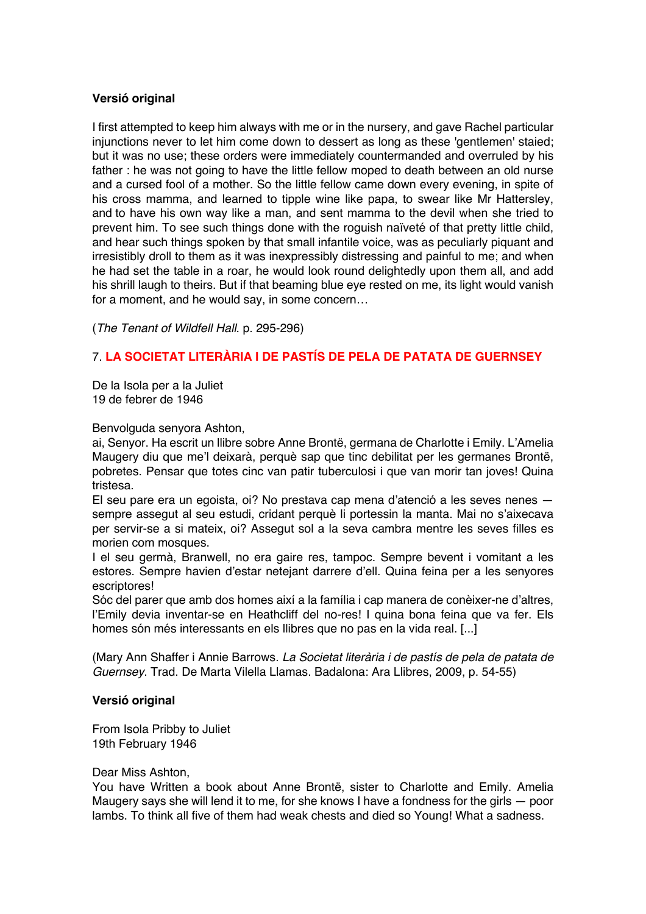**Versió original**

I first attempted to keep him always with me or in the nursery, and gave Rachel particular injunctions never to let him come down to dessert as long as these 'gentlemen' staied; but it was no use; these orders were immediately countermanded and overruled by his father : he was not going to have the little fellow moped to death between an old nurse and a cursed fool of a mother. So the little fellow came down every evening, in spite of his cross mamma, and learned to tipple wine like papa, to swear like Mr Hattersley, and to have his own way like a man, and sent mamma to the devil when she tried to prevent him. To see such things done with the roguish naïveté of that pretty little child, and hear such things spoken by that small infantile voice, was as peculiarly piquant and irresistibly droll to them as it was inexpressibly distressing and painful to me; and when he had set the table in a roar, he would look round delightedly upon them all, and add his shrill laugh to theirs. But if that beaming blue eye rested on me, its light would vanish for a moment, and he would say, in some concern…

(*The Tenant of Wildfell Hall*. p. 295-296)

## 7. LA SOCIETAT LITERÀRIA I DE PASTÍS DE PELA DE PATATA DE GUERNSEY

De la Isola per a la Juliet
19 de febrer de 1946

Benvolguda senyora Ashton,
ai, Senyor. Ha escrit un llibre sobre Anne Brontë, germana de Charlotte i Emily. L'Amelia Maugery diu que me'l deixarà, perquè sap que tinc debilitat per les germanes Brontë, pobretes. Pensar que totes cinc van patir tuberculosi i que van morir tan joves! Quina tristesa.
El seu pare era un egoista, oi? No prestava cap mena d'atenció a les seves nenes — sempre assegut al seu estudi, cridant perquè li portessin la manta. Mai no s'aixecava per servir-se a si mateix, oi? Assegut sol a la seva cambra mentre les seves filles es morien com mosques.
I el seu germà, Branwell, no era gaire res, tampoc. Sempre bevent i vomitant a les estores. Sempre havien d'estar netejant darrere d'ell. Quina feina per a les senyores escriptores!
Sóc del parer que amb dos homes així a la família i cap manera de conèixer-ne d'altres, l'Emily devia inventar-se en Heathcliff del no-res! I quina bona feina que va fer. Els homes són més interessants en els llibres que no pas en la vida real. [...]

(Mary Ann Shaffer i Annie Barrows. *La Societat literària i de pastís de pela de patata de Guernsey*. Trad. De Marta Vilella Llamas. Badalona: Ara Llibres, 2009, p. 54-55)

**Versió original**

From Isola Pribby to Juliet
19th February 1946

Dear Miss Ashton,
You have Written a book about Anne Brontë, sister to Charlotte and Emily. Amelia Maugery says she will lend it to me, for she knows I have a fondness for the girls — poor lambs. To think all five of them had weak chests and died so Young! What a sadness.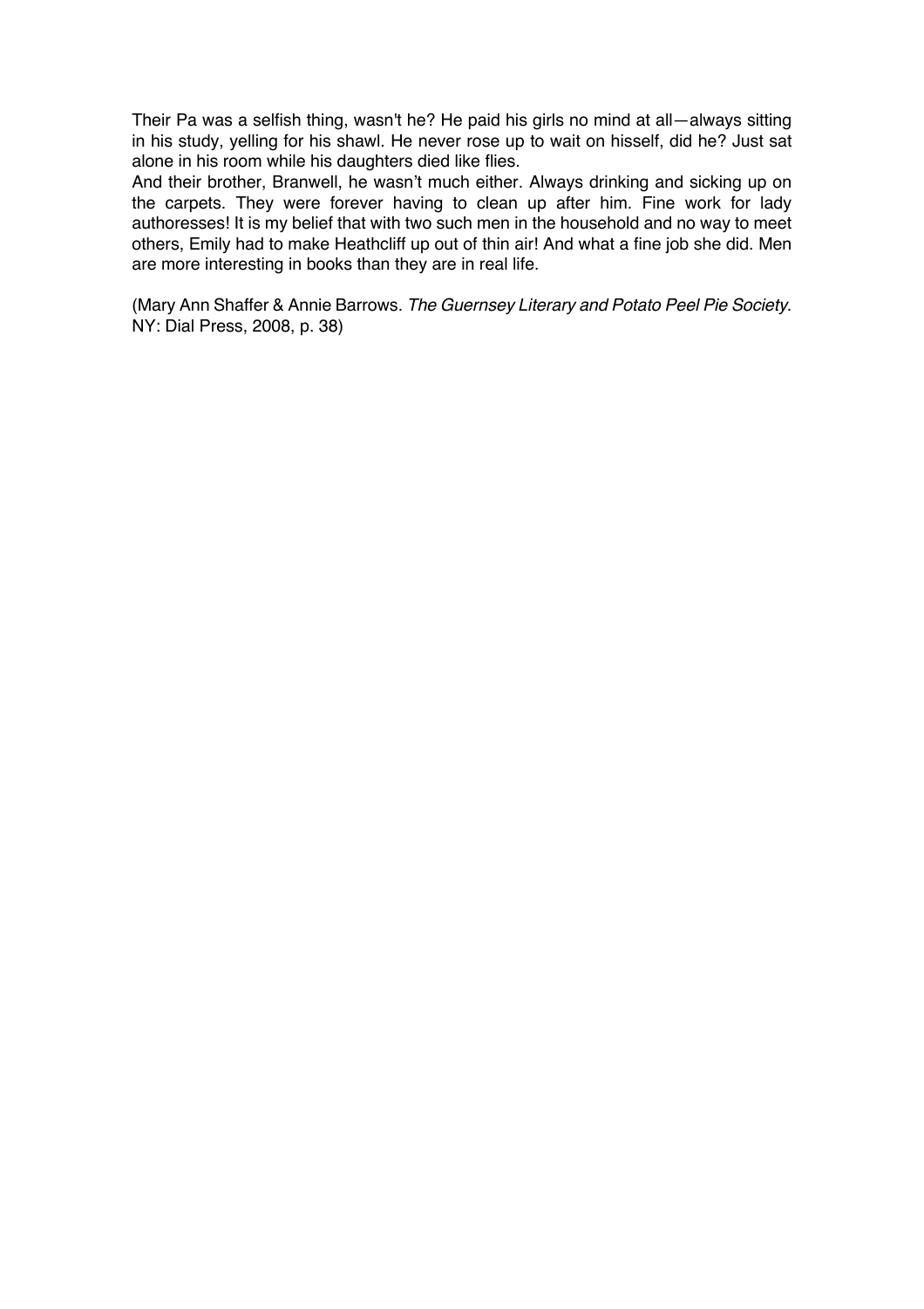Their Pa was a selfish thing, wasn't he? He paid his girls no mind at all—always sitting in his study, yelling for his shawl. He never rose up to wait on hisself, did he? Just sat alone in his room while his daughters died like flies.

And their brother, Branwell, he wasn't much either. Always drinking and sicking up on the carpets. They were forever having to clean up after him. Fine work for lady authoresses! It is my belief that with two such men in the household and no way to meet others, Emily had to make Heathcliff up out of thin air! And what a fine job she did. Men are more interesting in books than they are in real life.

(Mary Ann Shaffer & Annie Barrows. *The Guernsey Literary and Potato Peel Pie Society*. NY: Dial Press, 2008, p. 38)